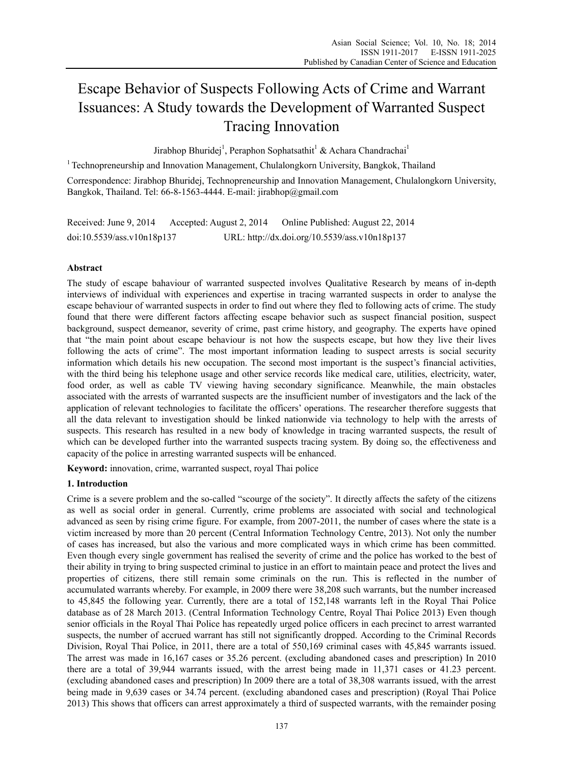# Escape Behavior of Suspects Following Acts of Crime and Warrant Issuances: A Study towards the Development of Warranted Suspect Tracing Innovation

Jirabhop Bhuridej[1], Peraphon Sophatsathit[1] & Achara Chandrachai[1]

[1] Technopreneurship and Innovation Management, Chulalongkorn University, Bangkok, Thailand

Correspondence: Jirabhop Bhuridej, Technopreneurship and Innovation Management, Chulalongkorn University, Bangkok, Thailand. Tel: 66-8-1563-4444. E-mail: jirabhop@gmail.com

Received: June 9, 2014 Accepted: August 2, 2014 Online Published: August 22, 2014

doi:10.5539/ass.v10n18p137 URL: http://dx.doi.org/10.5539/ass.v10n18p137

## Abstract

The study of escape bahaviour of warranted suspected involves Qualitative Research by means of in-depth interviews of individual with experiences and expertise in tracing warranted suspects in order to analyse the escape behaviour of warranted suspects in order to find out where they fled to following acts of crime. The study found that there were different factors affecting escape behavior such as suspect financial position, suspect background, suspect demeanor, severity of crime, past crime history, and geography. The experts have opined that "the main point about escape behaviour is not how the suspects escape, but how they live their lives following the acts of crime". The most important information leading to suspect arrests is social security information which details his new occupation. The second most important is the suspect's financial activities, with the third being his telephone usage and other service records like medical care, utilities, electricity, water, food order, as well as cable TV viewing having secondary significance. Meanwhile, the main obstacles associated with the arrests of warranted suspects are the insufficient number of investigators and the lack of the application of relevant technologies to facilitate the officers' operations. The researcher therefore suggests that all the data relevant to investigation should be linked nationwide via technology to help with the arrests of suspects. This research has resulted in a new body of knowledge in tracing warranted suspects, the result of which can be developed further into the warranted suspects tracing system. By doing so, the effectiveness and capacity of the police in arresting warranted suspects will be enhanced.

**Keyword:** innovation, crime, warranted suspect, royal Thai police

## 1. Introduction

Crime is a severe problem and the so-called "scourge of the society". It directly affects the safety of the citizens as well as social order in general. Currently, crime problems are associated with social and technological advanced as seen by rising crime figure. For example, from 2007-2011, the number of cases where the state is a victim increased by more than 20 percent (Central Information Technology Centre, 2013). Not only the number of cases has increased, but also the various and more complicated ways in which crime has been committed. Even though every single government has realised the severity of crime and the police has worked to the best of their ability in trying to bring suspected criminal to justice in an effort to maintain peace and protect the lives and properties of citizens, there still remain some criminals on the run. This is reflected in the number of accumulated warrants whereby. For example, in 2009 there were 38,208 such warrants, but the number increased to 45,845 the following year. Currently, there are a total of 152,148 warrants left in the Royal Thai Police database as of 28 March 2013. (Central Information Technology Centre, Royal Thai Police 2013) Even though senior officials in the Royal Thai Police has repeatedly urged police officers in each precinct to arrest warranted suspects, the number of accrued warrant has still not significantly dropped. According to the Criminal Records Division, Royal Thai Police, in 2011, there are a total of 550,169 criminal cases with 45,845 warrants issued. The arrest was made in 16,167 cases or 35.26 percent. (excluding abandoned cases and prescription) In 2010 there are a total of 39,944 warrants issued, with the arrest being made in 11,371 cases or 41.23 percent. (excluding abandoned cases and prescription) In 2009 there are a total of 38,308 warrants issued, with the arrest being made in 9,639 cases or 34.74 percent. (excluding abandoned cases and prescription) (Royal Thai Police 2013) This shows that officers can arrest approximately a third of suspected warrants, with the remainder posing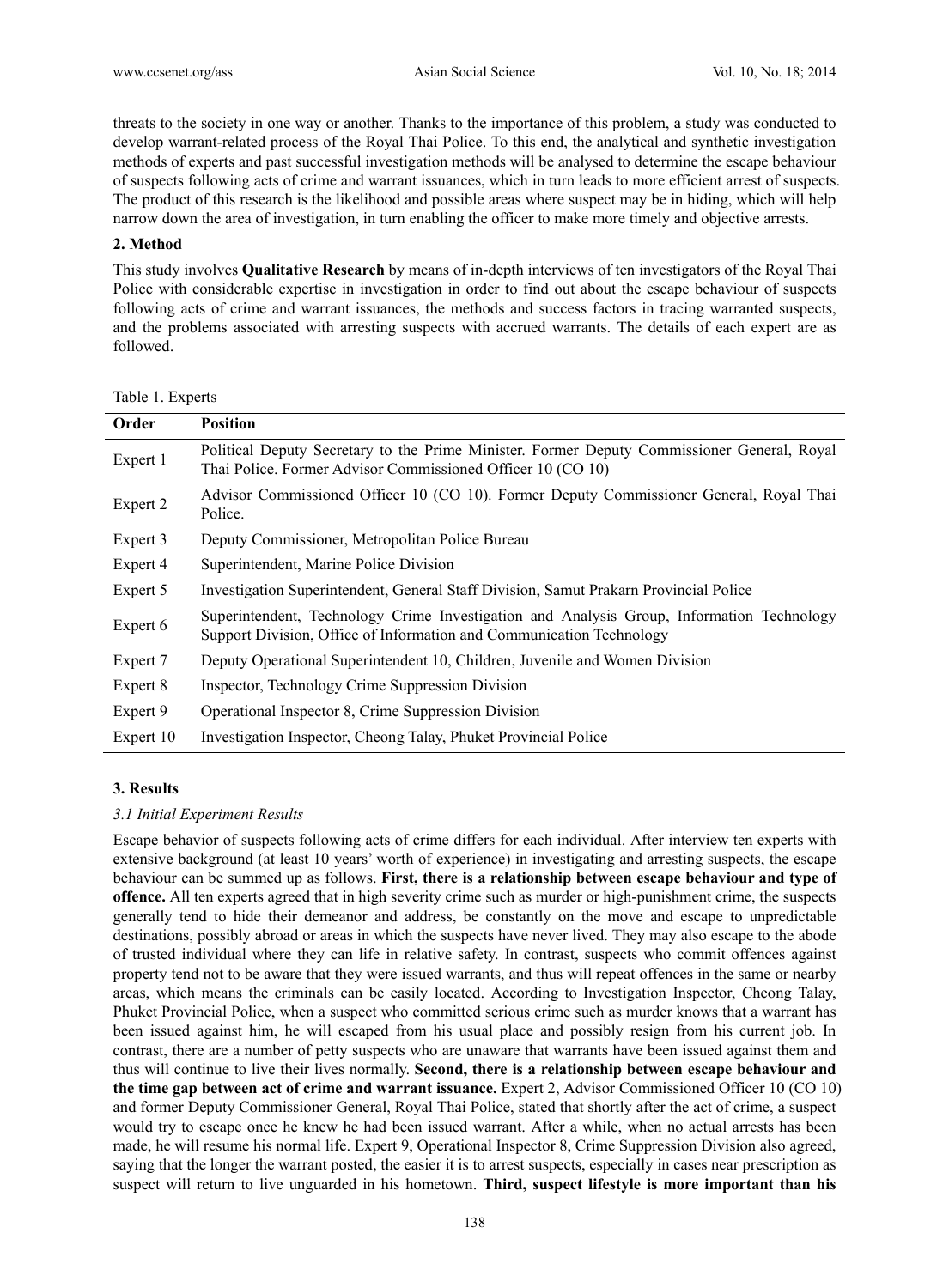threats to the society in one way or another. Thanks to the importance of this problem, a study was conducted to develop warrant-related process of the Royal Thai Police. To this end, the analytical and synthetic investigation methods of experts and past successful investigation methods will be analysed to determine the escape behaviour of suspects following acts of crime and warrant issuances, which in turn leads to more efficient arrest of suspects. The product of this research is the likelihood and possible areas where suspect may be in hiding, which will help narrow down the area of investigation, in turn enabling the officer to make more timely and objective arrests.

## 2. Method

This study involves **Qualitative Research** by means of in-depth interviews of ten investigators of the Royal Thai Police with considerable expertise in investigation in order to find out about the escape behaviour of suspects following acts of crime and warrant issuances, the methods and success factors in tracing warranted suspects, and the problems associated with arresting suspects with accrued warrants. The details of each expert are as followed.

Table 1. Experts

| Order | Position |
| --- | --- |
| Expert 1 | Political Deputy Secretary to the Prime Minister. Former Deputy Commissioner General, Royal Thai Police. Former Advisor Commissioned Officer 10 (CO 10) |
| Expert 2 | Advisor Commissioned Officer 10 (CO 10). Former Deputy Commissioner General, Royal Thai Police. |
| Expert 3 | Deputy Commissioner, Metropolitan Police Bureau |
| Expert 4 | Superintendent, Marine Police Division |
| Expert 5 | Investigation Superintendent, General Staff Division, Samut Prakarn Provincial Police |
| Expert 6 | Superintendent, Technology Crime Investigation and Analysis Group, Information Technology Support Division, Office of Information and Communication Technology |
| Expert 7 | Deputy Operational Superintendent 10, Children, Juvenile and Women Division |
| Expert 8 | Inspector, Technology Crime Suppression Division |
| Expert 9 | Operational Inspector 8, Crime Suppression Division |
| Expert 10 | Investigation Inspector, Cheong Talay, Phuket Provincial Police |

## 3. Results

### *3.1 Initial Experiment Results*

Escape behavior of suspects following acts of crime differs for each individual. After interview ten experts with extensive background (at least 10 years' worth of experience) in investigating and arresting suspects, the escape behaviour can be summed up as follows. **First, there is a relationship between escape behaviour and type of offence.** All ten experts agreed that in high severity crime such as murder or high-punishment crime, the suspects generally tend to hide their demeanor and address, be constantly on the move and escape to unpredictable destinations, possibly abroad or areas in which the suspects have never lived. They may also escape to the abode of trusted individual where they can life in relative safety. In contrast, suspects who commit offences against property tend not to be aware that they were issued warrants, and thus will repeat offences in the same or nearby areas, which means the criminals can be easily located. According to Investigation Inspector, Cheong Talay, Phuket Provincial Police, when a suspect who committed serious crime such as murder knows that a warrant has been issued against him, he will escaped from his usual place and possibly resign from his current job. In contrast, there are a number of petty suspects who are unaware that warrants have been issued against them and thus will continue to live their lives normally. **Second, there is a relationship between escape behaviour and the time gap between act of crime and warrant issuance.** Expert 2, Advisor Commissioned Officer 10 (CO 10) and former Deputy Commissioner General, Royal Thai Police, stated that shortly after the act of crime, a suspect would try to escape once he knew he had been issued warrant. After a while, when no actual arrests has been made, he will resume his normal life. Expert 9, Operational Inspector 8, Crime Suppression Division also agreed, saying that the longer the warrant posted, the easier it is to arrest suspects, especially in cases near prescription as suspect will return to live unguarded in his hometown. **Third, suspect lifestyle is more important than his**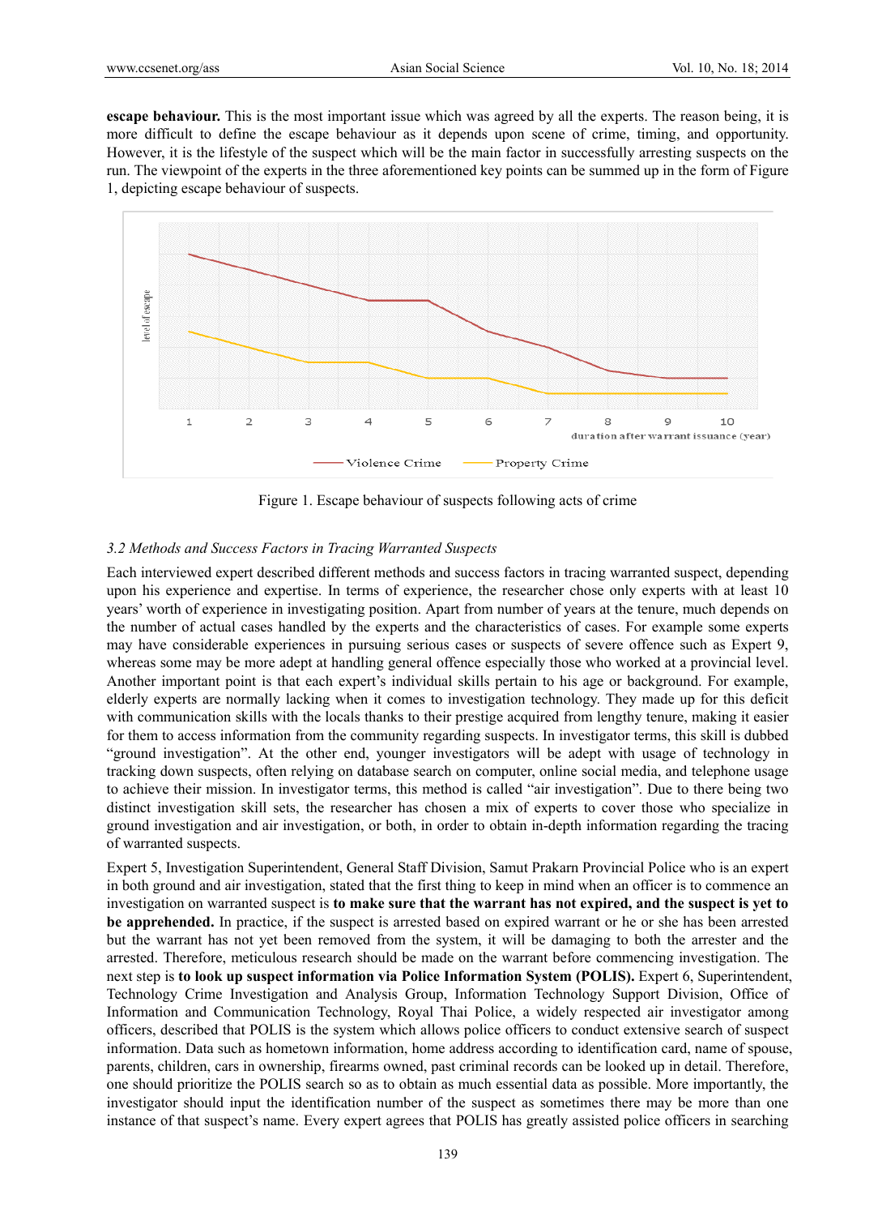**escape behaviour.** This is the most important issue which was agreed by all the experts. The reason being, it is more difficult to define the escape behaviour as it depends upon scene of crime, timing, and opportunity. However, it is the lifestyle of the suspect which will be the main factor in successfully arresting suspects on the run. The viewpoint of the experts in the three aforementioned key points can be summed up in the form of Figure 1, depicting escape behaviour of suspects.

Figure 1. Escape behaviour of suspects following acts of crime

### *3.2 Methods and Success Factors in Tracing Warranted Suspects*

Each interviewed expert described different methods and success factors in tracing warranted suspect, depending upon his experience and expertise. In terms of experience, the researcher chose only experts with at least 10 years' worth of experience in investigating position. Apart from number of years at the tenure, much depends on the number of actual cases handled by the experts and the characteristics of cases. For example some experts may have considerable experiences in pursuing serious cases or suspects of severe offence such as Expert 9, whereas some may be more adept at handling general offence especially those who worked at a provincial level. Another important point is that each expert's individual skills pertain to his age or background. For example, elderly experts are normally lacking when it comes to investigation technology. They made up for this deficit with communication skills with the locals thanks to their prestige acquired from lengthy tenure, making it easier for them to access information from the community regarding suspects. In investigator terms, this skill is dubbed "ground investigation". At the other end, younger investigators will be adept with usage of technology in tracking down suspects, often relying on database search on computer, online social media, and telephone usage to achieve their mission. In investigator terms, this method is called "air investigation". Due to there being two distinct investigation skill sets, the researcher has chosen a mix of experts to cover those who specialize in ground investigation and air investigation, or both, in order to obtain in-depth information regarding the tracing of warranted suspects.

Expert 5, Investigation Superintendent, General Staff Division, Samut Prakarn Provincial Police who is an expert in both ground and air investigation, stated that the first thing to keep in mind when an officer is to commence an investigation on warranted suspect is **to make sure that the warrant has not expired, and the suspect is yet to be apprehended.** In practice, if the suspect is arrested based on expired warrant or he or she has been arrested but the warrant has not yet been removed from the system, it will be damaging to both the arrester and the arrested. Therefore, meticulous research should be made on the warrant before commencing investigation. The next step is **to look up suspect information via Police Information System (POLIS).** Expert 6, Superintendent, Technology Crime Investigation and Analysis Group, Information Technology Support Division, Office of Information and Communication Technology, Royal Thai Police, a widely respected air investigator among officers, described that POLIS is the system which allows police officers to conduct extensive search of suspect information. Data such as hometown information, home address according to identification card, name of spouse, parents, children, cars in ownership, firearms owned, past criminal records can be looked up in detail. Therefore, one should prioritize the POLIS search so as to obtain as much essential data as possible. More importantly, the investigator should input the identification number of the suspect as sometimes there may be more than one instance of that suspect's name. Every expert agrees that POLIS has greatly assisted police officers in searching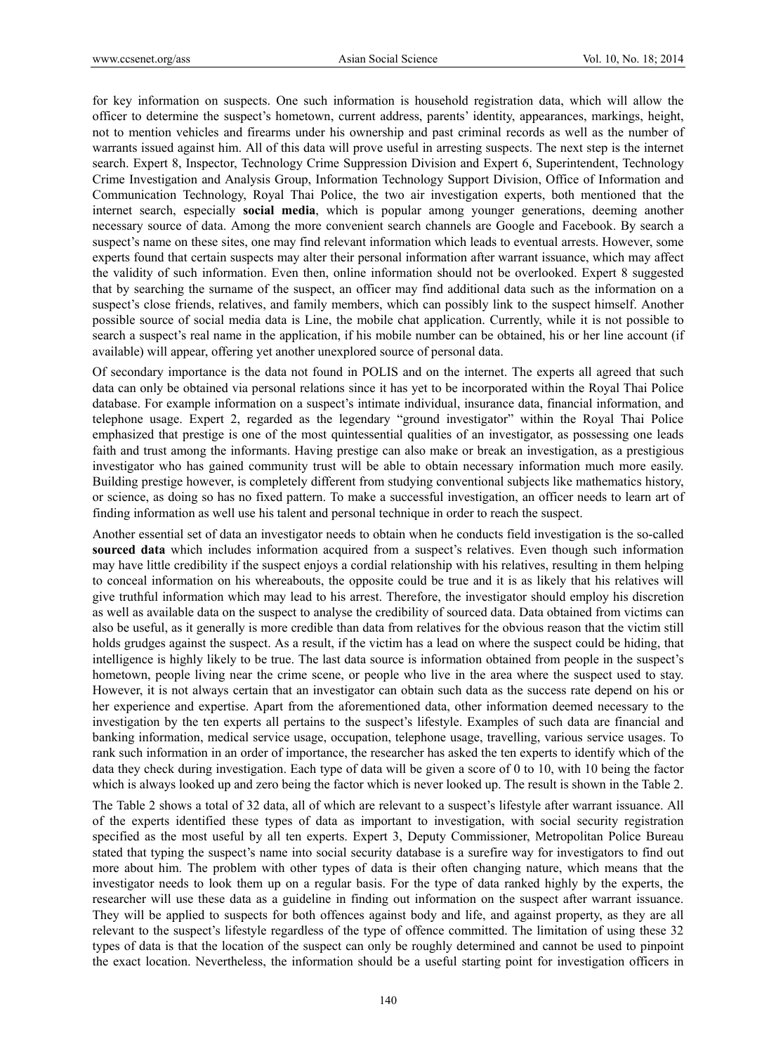for key information on suspects. One such information is household registration data, which will allow the officer to determine the suspect's hometown, current address, parents' identity, appearances, markings, height, not to mention vehicles and firearms under his ownership and past criminal records as well as the number of warrants issued against him. All of this data will prove useful in arresting suspects. The next step is the internet search. Expert 8, Inspector, Technology Crime Suppression Division and Expert 6, Superintendent, Technology Crime Investigation and Analysis Group, Information Technology Support Division, Office of Information and Communication Technology, Royal Thai Police, the two air investigation experts, both mentioned that the internet search, especially **social media**, which is popular among younger generations, deeming another necessary source of data. Among the more convenient search channels are Google and Facebook. By search a suspect's name on these sites, one may find relevant information which leads to eventual arrests. However, some experts found that certain suspects may alter their personal information after warrant issuance, which may affect the validity of such information. Even then, online information should not be overlooked. Expert 8 suggested that by searching the surname of the suspect, an officer may find additional data such as the information on a suspect's close friends, relatives, and family members, which can possibly link to the suspect himself. Another possible source of social media data is Line, the mobile chat application. Currently, while it is not possible to search a suspect's real name in the application, if his mobile number can be obtained, his or her line account (if available) will appear, offering yet another unexplored source of personal data.

Of secondary importance is the data not found in POLIS and on the internet. The experts all agreed that such data can only be obtained via personal relations since it has yet to be incorporated within the Royal Thai Police database. For example information on a suspect's intimate individual, insurance data, financial information, and telephone usage. Expert 2, regarded as the legendary "ground investigator" within the Royal Thai Police emphasized that prestige is one of the most quintessential qualities of an investigator, as possessing one leads faith and trust among the informants. Having prestige can also make or break an investigation, as a prestigious investigator who has gained community trust will be able to obtain necessary information much more easily. Building prestige however, is completely different from studying conventional subjects like mathematics history, or science, as doing so has no fixed pattern. To make a successful investigation, an officer needs to learn art of finding information as well use his talent and personal technique in order to reach the suspect.

Another essential set of data an investigator needs to obtain when he conducts field investigation is the so-called **sourced data** which includes information acquired from a suspect's relatives. Even though such information may have little credibility if the suspect enjoys a cordial relationship with his relatives, resulting in them helping to conceal information on his whereabouts, the opposite could be true and it is as likely that his relatives will give truthful information which may lead to his arrest. Therefore, the investigator should employ his discretion as well as available data on the suspect to analyse the credibility of sourced data. Data obtained from victims can also be useful, as it generally is more credible than data from relatives for the obvious reason that the victim still holds grudges against the suspect. As a result, if the victim has a lead on where the suspect could be hiding, that intelligence is highly likely to be true. The last data source is information obtained from people in the suspect's hometown, people living near the crime scene, or people who live in the area where the suspect used to stay. However, it is not always certain that an investigator can obtain such data as the success rate depend on his or her experience and expertise. Apart from the aforementioned data, other information deemed necessary to the investigation by the ten experts all pertains to the suspect's lifestyle. Examples of such data are financial and banking information, medical service usage, occupation, telephone usage, travelling, various service usages. To rank such information in an order of importance, the researcher has asked the ten experts to identify which of the data they check during investigation. Each type of data will be given a score of 0 to 10, with 10 being the factor which is always looked up and zero being the factor which is never looked up. The result is shown in the Table 2.

The Table 2 shows a total of 32 data, all of which are relevant to a suspect's lifestyle after warrant issuance. All of the experts identified these types of data as important to investigation, with social security registration specified as the most useful by all ten experts. Expert 3, Deputy Commissioner, Metropolitan Police Bureau stated that typing the suspect's name into social security database is a surefire way for investigators to find out more about him. The problem with other types of data is their often changing nature, which means that the investigator needs to look them up on a regular basis. For the type of data ranked highly by the experts, the researcher will use these data as a guideline in finding out information on the suspect after warrant issuance. They will be applied to suspects for both offences against body and life, and against property, as they are all relevant to the suspect's lifestyle regardless of the type of offence committed. The limitation of using these 32 types of data is that the location of the suspect can only be roughly determined and cannot be used to pinpoint the exact location. Nevertheless, the information should be a useful starting point for investigation officers in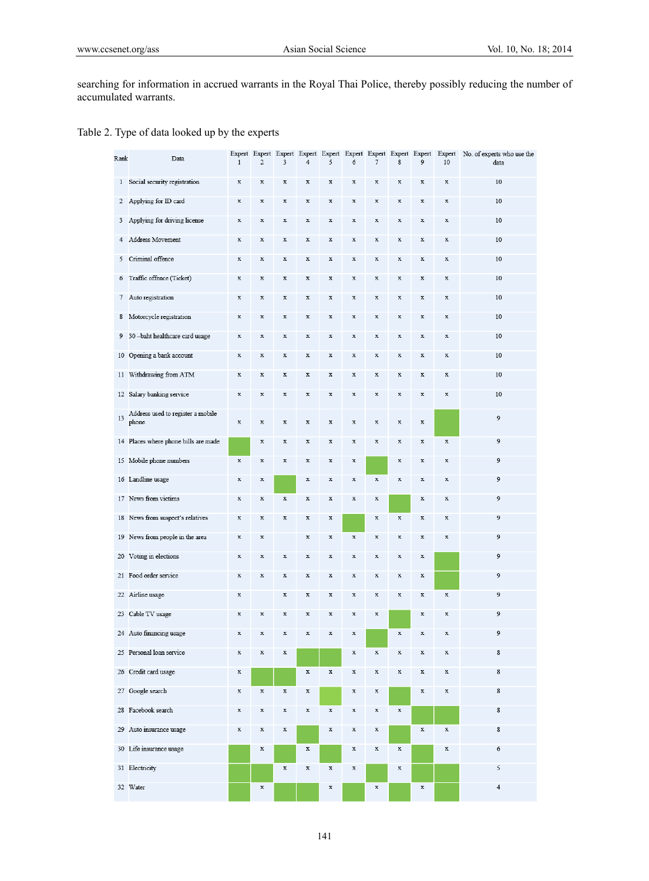searching for information in accrued warrants in the Royal Thai Police, thereby possibly reducing the number of accumulated warrants.

Table 2. Type of data looked up by the experts

| Rank | Data | Expert 1 | Expert 2 | Expert 3 | Expert 4 | Expert 5 | Expert 6 | Expert 7 | Expert 8 | Expert 9 | Expert 10 | No. of experts who use the data |
|---|---|---|---|---|---|---|---|---|---|---|---|---|
| 1 | Social security registration | x | x | x | x | x | x | x | x | x | x | 10 |
| 2 | Applying for ID card | x | x | x | x | x | x | x | x | x | x | 10 |
| 3 | Applying for driving license | x | x | x | x | x | x | x | x | x | x | 10 |
| 4 | Address Movement | x | x | x | x | x | x | x | x | x | x | 10 |
| 5 | Criminal offence | x | x | x | x | x | x | x | x | x | x | 10 |
| 6 | Traffic offence (Ticket) | x | x | x | x | x | x | x | x | x | x | 10 |
| 7 | Auto registration | x | x | x | x | x | x | x | x | x | x | 10 |
| 8 | Motorcycle registration | x | x | x | x | x | x | x | x | x | x | 10 |
| 9 | 30 –baht healthcare card usage | x | x | x | x | x | x | x | x | x | x | 10 |
| 10 | Opening a bank account | x | x | x | x | x | x | x | x | x | x | 10 |
| 11 | Withdrawing from ATM | x | x | x | x | x | x | x | x | x | x | 10 |
| 12 | Salary banking service | x | x | x | x | x | x | x | x | x | x | 10 |
| 13 | Address used to register a mobile phone | x | x | x | x | x | x | x | x | x | | 9 |
| 14 | Places where phone bills are made | | x | x | x | x | x | x | x | x | x | 9 |
| 15 | Mobile phone numbers | x | x | x | x | x | x | | x | x | x | 9 |
| 16 | Landline usage | x | x | | x | x | x | x | x | x | x | 9 |
| 17 | News from victims | x | x | x | x | x | x | x | | x | x | 9 |
| 18 | News from suspect's relatives | x | x | x | x | x | | x | x | x | x | 9 |
| 19 | News from people in the area | x | x | | x | x | x | x | x | x | x | 9 |
| 20 | Voting in elections | x | x | x | x | x | x | x | x | x | | 9 |
| 21 | Food order service | x | x | x | x | x | x | x | x | x | | 9 |
| 22 | Airline usage | x | | x | x | x | x | x | x | x | x | 9 |
| 23 | Cable TV usage | x | x | x | x | x | x | x | | x | x | 9 |
| 24 | Auto financing usage | x | x | x | x | x | x | | x | x | x | 9 |
| 25 | Personal loan service | x | x | x | | | x | x | x | x | x | 8 |
| 26 | Credit card usage | x | | | x | x | x | x | x | x | x | 8 |
| 27 | Google search | x | x | x | x | | x | x | | x | x | 8 |
| 28 | Facebook search | x | x | x | x | x | x | x | x | | | 8 |
| 29 | Auto insurance usage | x | x | x | | x | x | x | | x | x | 8 |
| 30 | Life insurance usage | | x | | x | | x | x | x | | x | 6 |
| 31 | Electricity | | | x | x | x | x | | x | | | 5 |
| 32 | Water | | x | | | x | | x | | x | | 4 |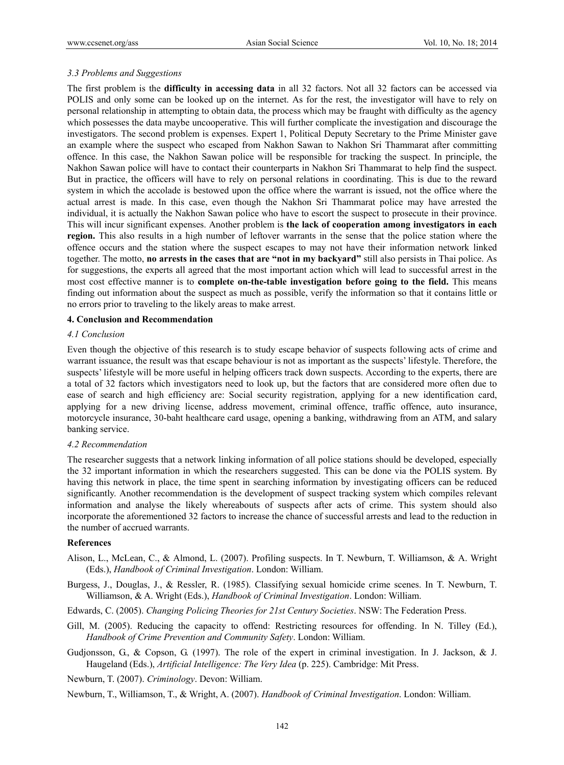### *3.3 Problems and Suggestions*

The first problem is the **difficulty in accessing data** in all 32 factors. Not all 32 factors can be accessed via POLIS and only some can be looked up on the internet. As for the rest, the investigator will have to rely on personal relationship in attempting to obtain data, the process which may be fraught with difficulty as the agency which possesses the data maybe uncooperative. This will further complicate the investigation and discourage the investigators. The second problem is expenses. Expert 1, Political Deputy Secretary to the Prime Minister gave an example where the suspect who escaped from Nakhon Sawan to Nakhon Sri Thammarat after committing offence. In this case, the Nakhon Sawan police will be responsible for tracking the suspect. In principle, the Nakhon Sawan police will have to contact their counterparts in Nakhon Sri Thammarat to help find the suspect. But in practice, the officers will have to rely on personal relations in coordinating. This is due to the reward system in which the accolade is bestowed upon the office where the warrant is issued, not the office where the actual arrest is made. In this case, even though the Nakhon Sri Thammarat police may have arrested the individual, it is actually the Nakhon Sawan police who have to escort the suspect to prosecute in their province. This will incur significant expenses. Another problem is **the lack of cooperation among investigators in each region.** This also results in a high number of leftover warrants in the sense that the police station where the offence occurs and the station where the suspect escapes to may not have their information network linked together. The motto, **no arrests in the cases that are "not in my backyard"** still also persists in Thai police. As for suggestions, the experts all agreed that the most important action which will lead to successful arrest in the most cost effective manner is to **complete on-the-table investigation before going to the field.** This means finding out information about the suspect as much as possible, verify the information so that it contains little or no errors prior to traveling to the likely areas to make arrest.

## 4. Conclusion and Recommendation

### *4.1 Conclusion*

Even though the objective of this research is to study escape behavior of suspects following acts of crime and warrant issuance, the result was that escape behaviour is not as important as the suspects' lifestyle. Therefore, the suspects' lifestyle will be more useful in helping officers track down suspects. According to the experts, there are a total of 32 factors which investigators need to look up, but the factors that are considered more often due to ease of search and high efficiency are: Social security registration, applying for a new identification card, applying for a new driving license, address movement, criminal offence, traffic offence, auto insurance, motorcycle insurance, 30-baht healthcare card usage, opening a banking, withdrawing from an ATM, and salary banking service.

### *4.2 Recommendation*

The researcher suggests that a network linking information of all police stations should be developed, especially the 32 important information in which the researchers suggested. This can be done via the POLIS system. By having this network in place, the time spent in searching information by investigating officers can be reduced significantly. Another recommendation is the development of suspect tracking system which compiles relevant information and analyse the likely whereabouts of suspects after acts of crime. This system should also incorporate the aforementioned 32 factors to increase the chance of successful arrests and lead to the reduction in the number of accrued warrants.

## References

Alison, L., McLean, C., & Almond, L. (2007). Profiling suspects. In T. Newburn, T. Williamson, & A. Wright (Eds.), *Handbook of Criminal Investigation*. London: William.

Burgess, J., Douglas, J., & Ressler, R. (1985). Classifying sexual homicide crime scenes. In T. Newburn, T. Williamson, & A. Wright (Eds.), *Handbook of Criminal Investigation*. London: William.

Edwards, C. (2005). *Changing Policing Theories for 21st Century Societies*. NSW: The Federation Press.

Gill, M. (2005). Reducing the capacity to offend: Restricting resources for offending. In N. Tilley (Ed.), *Handbook of Crime Prevention and Community Safety*. London: William.

Gudjonsson, G., & Copson, G. (1997). The role of the expert in criminal investigation. In J. Jackson, & J. Haugeland (Eds.), *Artificial Intelligence: The Very Idea* (p. 225). Cambridge: Mit Press.

Newburn, T. (2007). *Criminology*. Devon: William.

Newburn, T., Williamson, T., & Wright, A. (2007). *Handbook of Criminal Investigation*. London: William.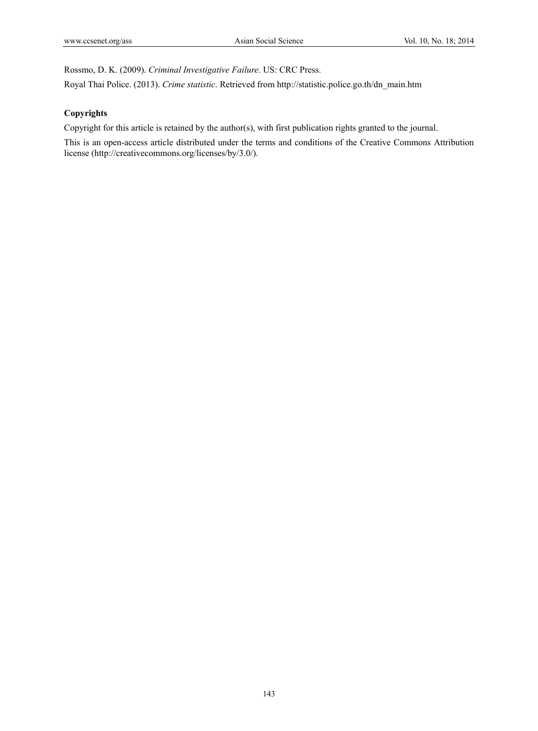Rossmo, D. K. (2009). *Criminal Investigative Failure*. US: CRC Press.

Royal Thai Police. (2013). *Crime statistic*. Retrieved from http://statistic.police.go.th/dn_main.htm

**Copyrights**

Copyright for this article is retained by the author(s), with first publication rights granted to the journal.

This is an open-access article distributed under the terms and conditions of the Creative Commons Attribution license (http://creativecommons.org/licenses/by/3.0/).